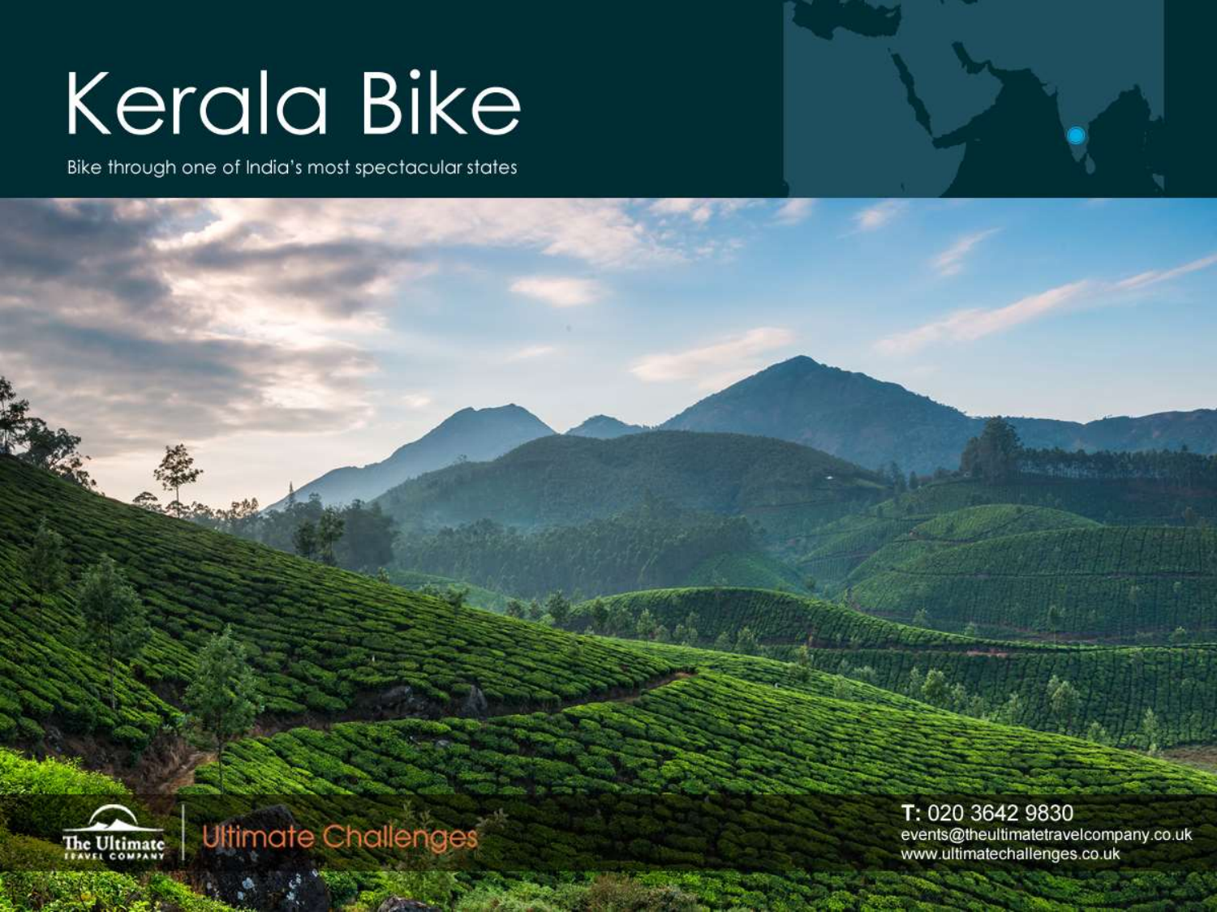# Kerala Bike

Bike through one of India's most spectacular states

The Ultimate Travel Company | Ultimate Challenges

T: 020 3642 9830
events@theultimatetravelcompany.co.uk
www.ultimatechallenges.co.uk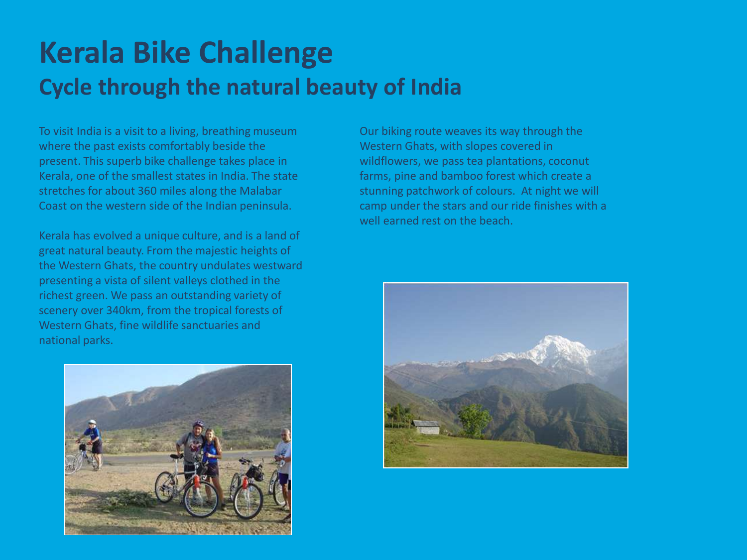# Kerala Bike Challenge

## Cycle through the natural beauty of India

To visit India is a visit to a living, breathing museum where the past exists comfortably beside the present. This superb bike challenge takes place in Kerala, one of the smallest states in India. The state stretches for about 360 miles along the Malabar Coast on the western side of the Indian peninsula.

Kerala has evolved a unique culture, and is a land of great natural beauty. From the majestic heights of the Western Ghats, the country undulates westward presenting a vista of silent valleys clothed in the richest green. We pass an outstanding variety of scenery over 340km, from the tropical forests of Western Ghats, fine wildlife sanctuaries and national parks.

Our biking route weaves its way through the Western Ghats, with slopes covered in wildflowers, we pass tea plantations, coconut farms, pine and bamboo forest which create a stunning patchwork of colours. At night we will camp under the stars and our ride finishes with a well earned rest on the beach.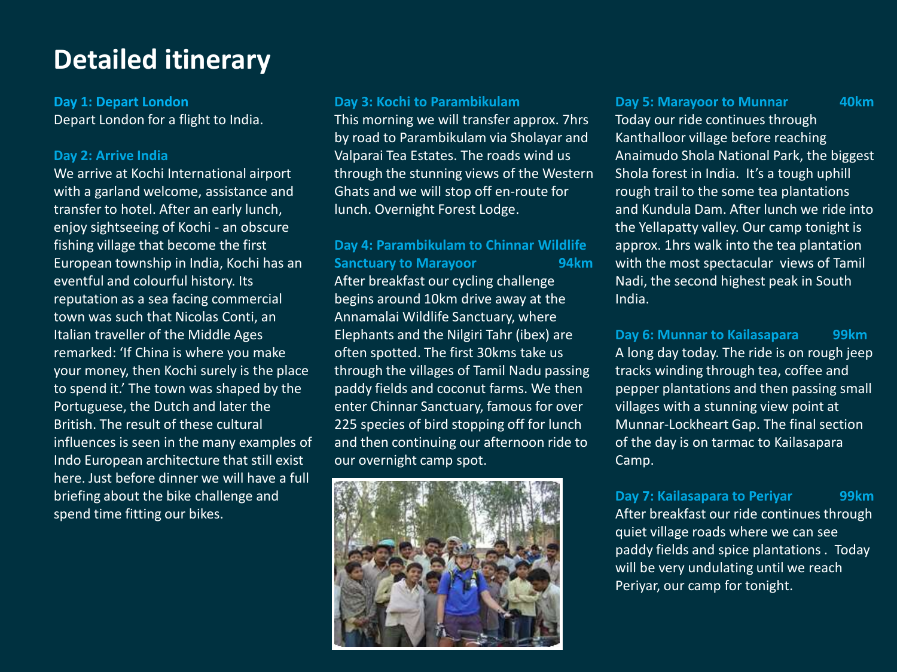# Detailed itinerary

### Day 1: Depart London

Depart London for a flight to India.

### Day 2: Arrive India

We arrive at Kochi International airport with a garland welcome, assistance and transfer to hotel. After an early lunch, enjoy sightseeing of Kochi - an obscure fishing village that become the first European township in India, Kochi has an eventful and colourful history. Its reputation as a sea facing commercial town was such that Nicolas Conti, an Italian traveller of the Middle Ages remarked: 'If China is where you make your money, then Kochi surely is the place to spend it.' The town was shaped by the Portuguese, the Dutch and later the British. The result of these cultural influences is seen in the many examples of Indo European architecture that still exist here. Just before dinner we will have a full briefing about the bike challenge and spend time fitting our bikes.

### Day 3: Kochi to Parambikulam

This morning we will transfer approx. 7hrs by road to Parambikulam via Sholayar and Valparai Tea Estates. The roads wind us through the stunning views of the Western Ghats and we will stop off en-route for lunch. Overnight Forest Lodge.

### Day 4: Parambikulam to Chinnar Wildlife Sanctuary to Marayoor — 94km

After breakfast our cycling challenge begins around 10km drive away at the Annamalai Wildlife Sanctuary, where Elephants and the Nilgiri Tahr (ibex) are often spotted. The first 30kms take us through the villages of Tamil Nadu passing paddy fields and coconut farms. We then enter Chinnar Sanctuary, famous for over 225 species of bird stopping off for lunch and then continuing our afternoon ride to our overnight camp spot.

### Day 5: Marayoor to Munnar — 40km

Today our ride continues through Kanthalloor village before reaching Anaimudo Shola National Park, the biggest Shola forest in India. It's a tough uphill rough trail to the some tea plantations and Kundula Dam. After lunch we ride into the Yellapatty valley. Our camp tonight is approx. 1hrs walk into the tea plantation with the most spectacular views of Tamil Nadi, the second highest peak in South India.

### Day 6: Munnar to Kailasapara — 99km

A long day today. The ride is on rough jeep tracks winding through tea, coffee and pepper plantations and then passing small villages with a stunning view point at Munnar-Lockheart Gap. The final section of the day is on tarmac to Kailasapara Camp.

### Day 7: Kailasapara to Periyar — 99km

After breakfast our ride continues through quiet village roads where we can see paddy fields and spice plantations . Today will be very undulating until we reach Periyar, our camp for tonight.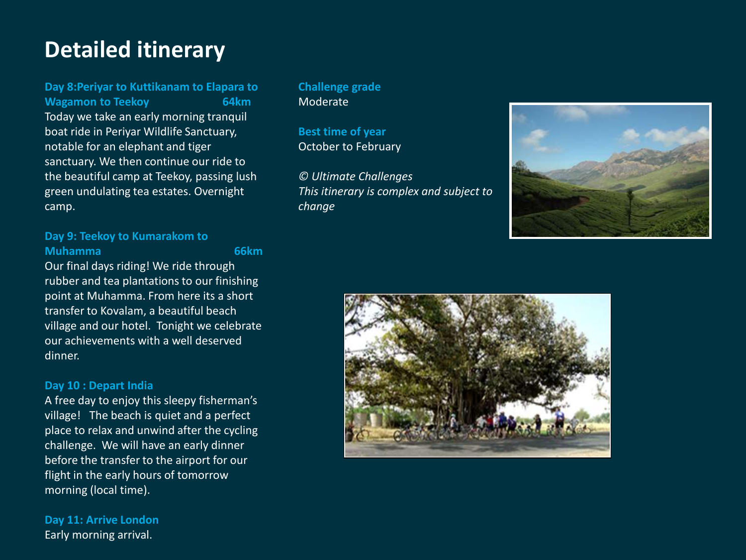# Detailed itinerary

**Day 8:Periyar to Kuttikanam to Elapara to Wagamon to Teekoy 64km**

Today we take an early morning tranquil boat ride in Periyar Wildlife Sanctuary, notable for an elephant and tiger sanctuary. We then continue our ride to the beautiful camp at Teekoy, passing lush green undulating tea estates. Overnight camp.

**Day 9: Teekoy to Kumarakom to Muhamma 66km**

Our final days riding! We ride through rubber and tea plantations to our finishing point at Muhamma. From here its a short transfer to Kovalam, a beautiful beach village and our hotel. Tonight we celebrate our achievements with a well deserved dinner.

**Day 10 : Depart India**

A free day to enjoy this sleepy fisherman's village! The beach is quiet and a perfect place to relax and unwind after the cycling challenge. We will have an early dinner before the transfer to the airport for our flight in the early hours of tomorrow morning (local time).

**Day 11: Arrive London**

Early morning arrival.

**Challenge grade**

Moderate

**Best time of year**

October to February

*© Ultimate Challenges*
*This itinerary is complex and subject to change*